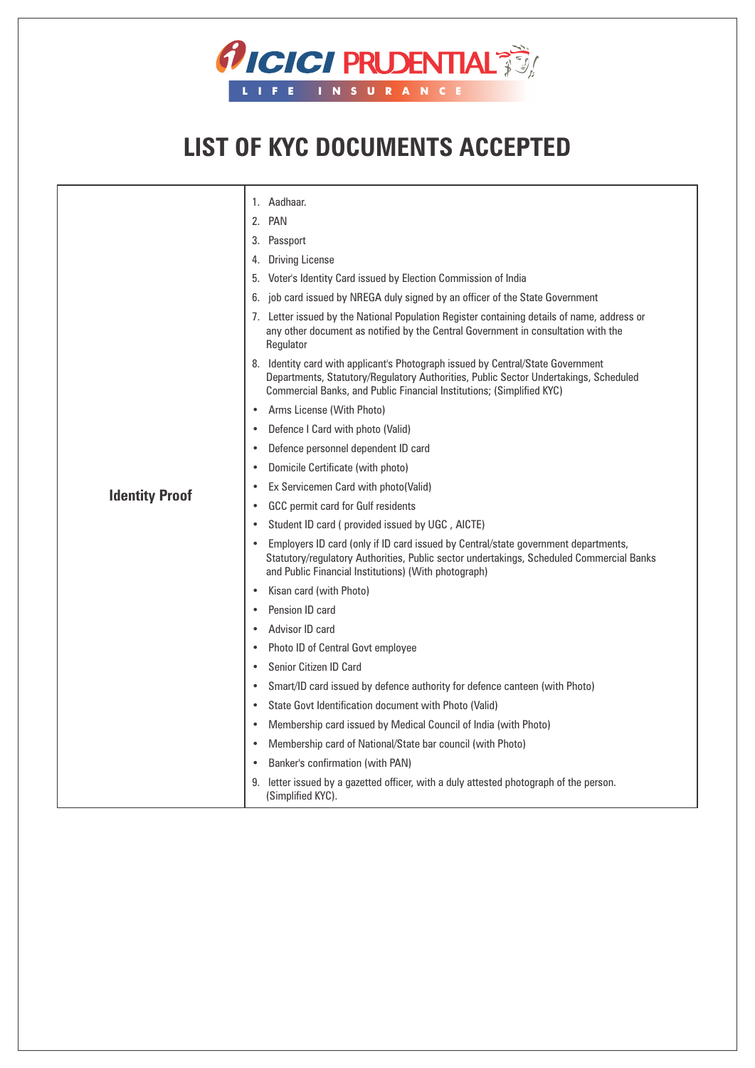ICICI PRUDENTIAL LIFE INSURANCE

# LIST OF KYC DOCUMENTS ACCEPTED

| | |
|---|---|
| **Identity Proof** | 1. Aadhaar.<br>2. PAN<br>3. Passport<br>4. Driving License<br>5. Voter's Identity Card issued by Election Commission of India<br>6. job card issued by NREGA duly signed by an officer of the State Government<br>7. Letter issued by the National Population Register containing details of name, address or any other document as notified by the Central Government in consultation with the Regulator<br>8. Identity card with applicant's Photograph issued by Central/State Government Departments, Statutory/Regulatory Authorities, Public Sector Undertakings, Scheduled Commercial Banks, and Public Financial Institutions; (Simplified KYC)<br>• Arms License (With Photo)<br>• Defence I Card with photo (Valid)<br>• Defence personnel dependent ID card<br>• Domicile Certificate (with photo)<br>• Ex Servicemen Card with photo(Valid)<br>• GCC permit card for Gulf residents<br>• Student ID card ( provided issued by UGC , AICTE)<br>• Employers ID card (only if ID card issued by Central/state government departments, Statutory/regulatory Authorities, Public sector undertakings, Scheduled Commercial Banks and Public Financial Institutions) (With photograph)<br>• Kisan card (with Photo)<br>• Pension ID card<br>• Advisor ID card<br>• Photo ID of Central Govt employee<br>• Senior Citizen ID Card<br>• Smart/ID card issued by defence authority for defence canteen (with Photo)<br>• State Govt Identification document with Photo (Valid)<br>• Membership card issued by Medical Council of India (with Photo)<br>• Membership card of National/State bar council (with Photo)<br>• Banker's confirmation (with PAN)<br>9. letter issued by a gazetted officer, with a duly attested photograph of the person. (Simplified KYC). |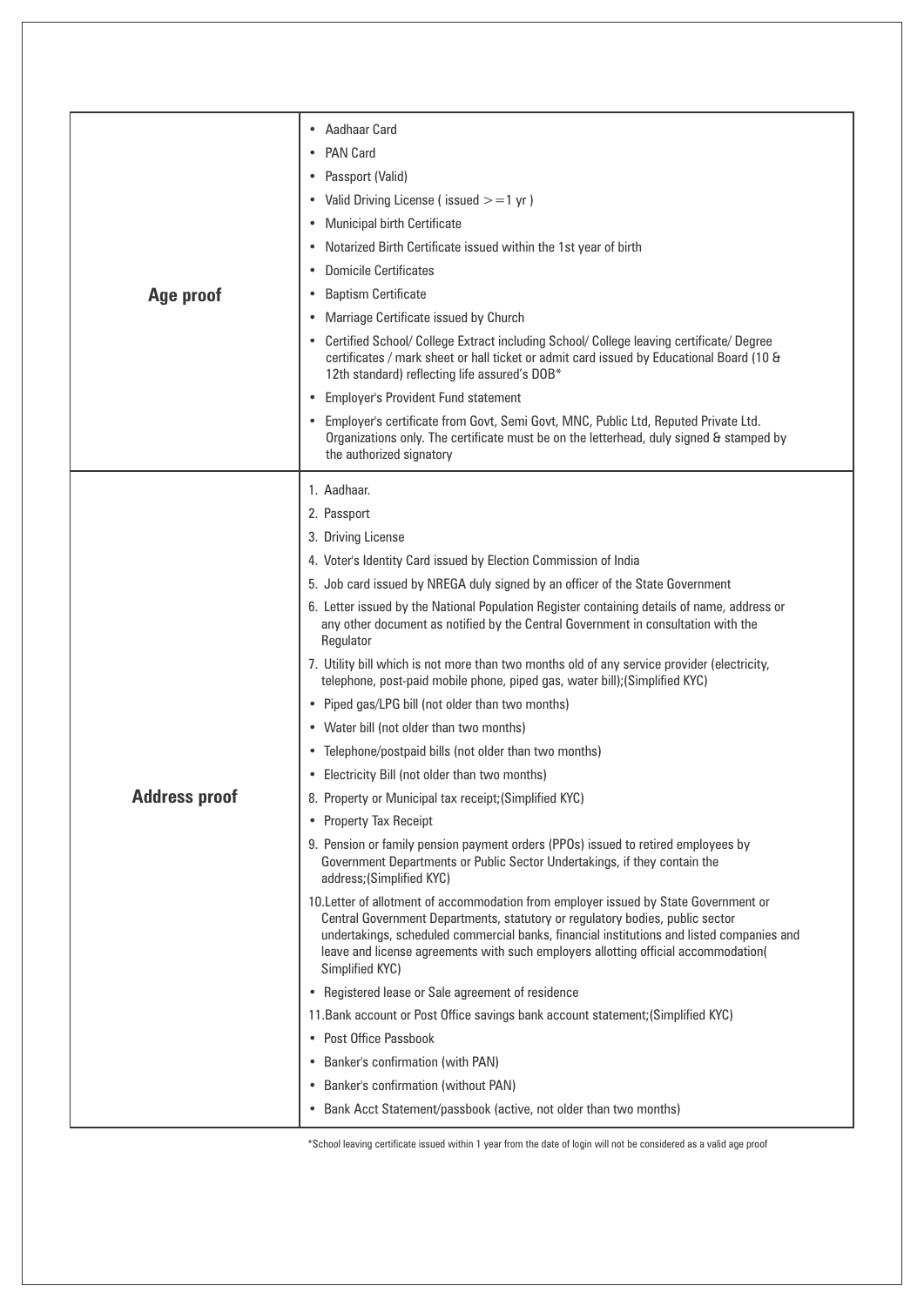| | |
|---|---|
| **Age proof** | • Aadhaar Card<br>• PAN Card<br>• Passport (Valid)<br>• Valid Driving License ( issued >=1 yr )<br>• Municipal birth Certificate<br>• Notarized Birth Certificate issued within the 1st year of birth<br>• Domicile Certificates<br>• Baptism Certificate<br>• Marriage Certificate issued by Church<br>• Certified School/ College Extract including School/ College leaving certificate/ Degree certificates / mark sheet or hall ticket or admit card issued by Educational Board (10 & 12th standard) reflecting life assured's DOB*<br>• Employer's Provident Fund statement<br>• Employer's certificate from Govt, Semi Govt, MNC, Public Ltd, Reputed Private Ltd. Organizations only. The certificate must be on the letterhead, duly signed & stamped by the authorized signatory |
| **Address proof** | 1. Aadhaar.<br>2. Passport<br>3. Driving License<br>4. Voter's Identity Card issued by Election Commission of India<br>5. Job card issued by NREGA duly signed by an officer of the State Government<br>6. Letter issued by the National Population Register containing details of name, address or any other document as notified by the Central Government in consultation with the Regulator<br>7. Utility bill which is not more than two months old of any service provider (electricity, telephone, post-paid mobile phone, piped gas, water bill);(Simplified KYC)<br>• Piped gas/LPG bill (not older than two months)<br>• Water bill (not older than two months)<br>• Telephone/postpaid bills (not older than two months)<br>• Electricity Bill (not older than two months)<br>8. Property or Municipal tax receipt;(Simplified KYC)<br>• Property Tax Receipt<br>9. Pension or family pension payment orders (PPOs) issued to retired employees by Government Departments or Public Sector Undertakings, if they contain the address;(Simplified KYC)<br>10.Letter of allotment of accommodation from employer issued by State Government or Central Government Departments, statutory or regulatory bodies, public sector undertakings, scheduled commercial banks, financial institutions and listed companies and leave and license agreements with such employers allotting official accommodation( Simplified KYC)<br>• Registered lease or Sale agreement of residence<br>11.Bank account or Post Office savings bank account statement;(Simplified KYC)<br>• Post Office Passbook<br>• Banker's confirmation (with PAN)<br>• Banker's confirmation (without PAN)<br>• Bank Acct Statement/passbook (active, not older than two months) |

*School leaving certificate issued within 1 year from the date of login will not be considered as a valid age proof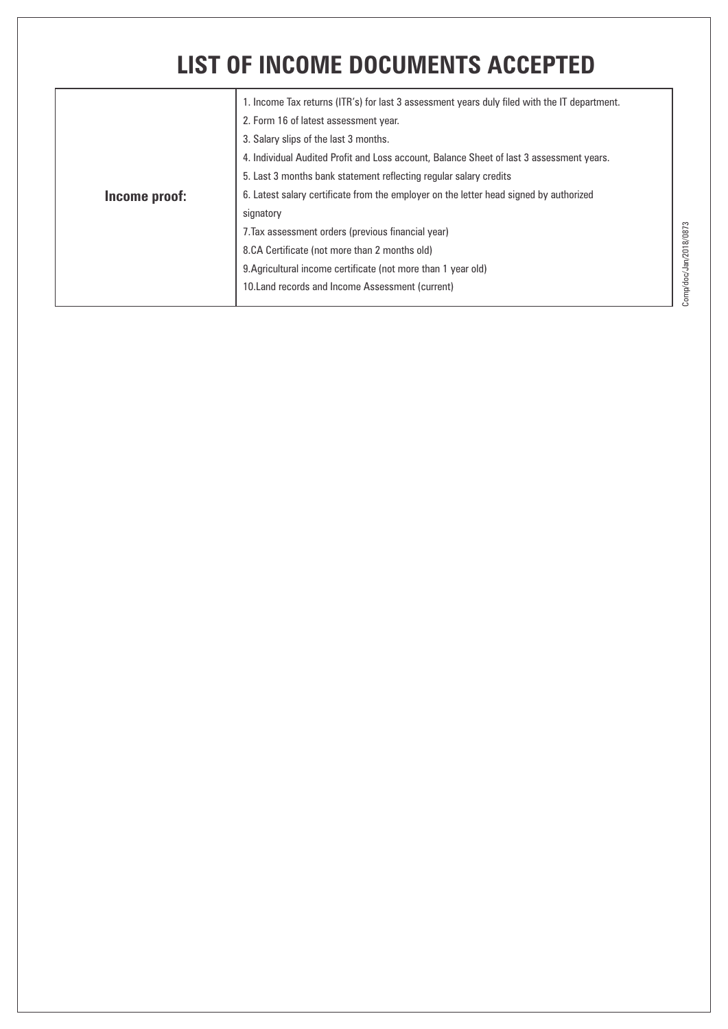# LIST OF INCOME DOCUMENTS ACCEPTED

| | |
|---|---|
| **Income proof:** | 1. Income Tax returns (ITR's) for last 3 assessment years duly filed with the IT department.<br>2. Form 16 of latest assessment year.<br>3. Salary slips of the last 3 months.<br>4. Individual Audited Profit and Loss account, Balance Sheet of last 3 assessment years.<br>5. Last 3 months bank statement reflecting regular salary credits<br>6. Latest salary certificate from the employer on the letter head signed by authorized signatory<br>7.Tax assessment orders (previous financial year)<br>8.CA Certificate (not more than 2 months old)<br>9.Agricultural income certificate (not more than 1 year old)<br>10.Land records and Income Assessment (current) |

Comp/doc/Jan/2018/0873